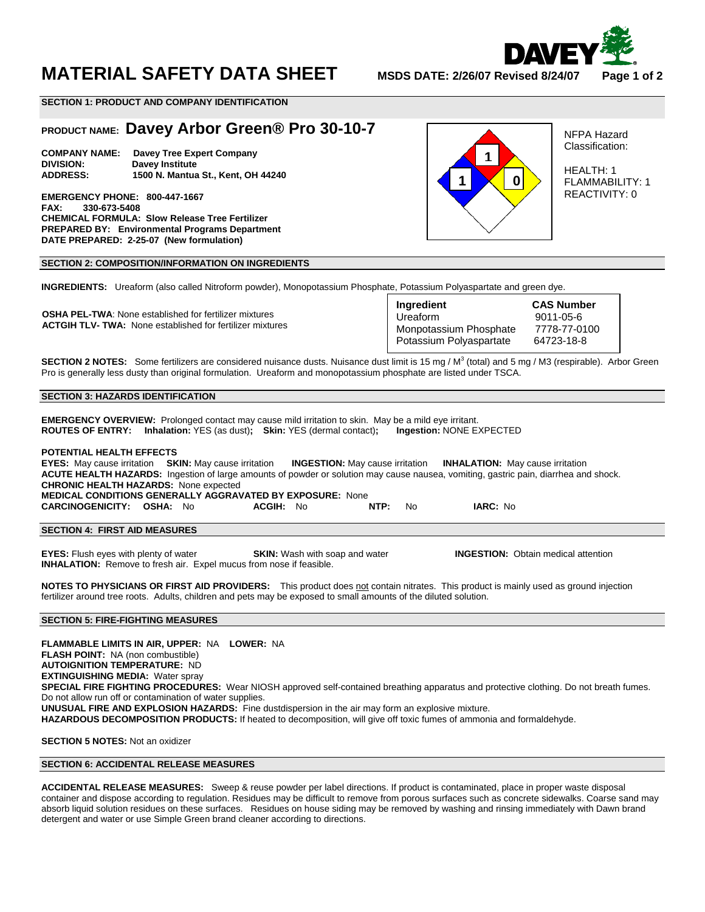# MATERIAL SAFETY DATA SHEET

**MSDS DATE: 2/26/07 Revised 8/24/07**

## SECTION 1: PRODUCT AND COMPANY IDENTIFICATION

**PRODUCT NAME: Davey Arbor Green® Pro 30-10-7**

**COMPANY NAME:** Davey Tree Expert Company
**DIVISION:** Davey Institute
**ADDRESS:** 1500 N. Mantua St., Kent, OH 44240

**EMERGENCY PHONE:** 800-447-1667
**FAX:** 330-673-5408
**CHEMICAL FORMULA:** Slow Release Tree Fertilizer
**PREPARED BY:** Environmental Programs Department
**DATE PREPARED:** 2-25-07 (New formulation)

NFPA Hazard Classification:

HEALTH: 1
FLAMMABILITY: 1
REACTIVITY: 0

## SECTION 2: COMPOSITION/INFORMATION ON INGREDIENTS

**INGREDIENTS:** Ureaform (also called Nitroform powder), Monopotassium Phosphate, Potassium Polyaspartate and green dye.

**OSHA PEL-TWA**: None established for fertilizer mixtures
**ACTGIH TLV- TWA:** None established for fertilizer mixtures

| Ingredient | CAS Number |
|---|---|
| Ureaform | 9011-05-6 |
| Monpotassium Phosphate | 7778-77-0100 |
| Potassium Polyaspartate | 64723-18-8 |

**SECTION 2 NOTES:** Some fertilizers are considered nuisance dusts. Nuisance dust limit is 15 mg / $M^3$ (total) and 5 mg / M3 (respirable). Arbor Green Pro is generally less dusty than original formulation. Ureaform and monopotassium phosphate are listed under TSCA.

## SECTION 3: HAZARDS IDENTIFICATION

**EMERGENCY OVERVIEW:** Prolonged contact may cause mild irritation to skin. May be a mild eye irritant.
**ROUTES OF ENTRY:** **Inhalation:** YES (as dust)**;** **Skin:** YES (dermal contact)**;** **Ingestion:** NONE EXPECTED

**POTENTIAL HEALTH EFFECTS**
**EYES:** May cause irritation **SKIN:** May cause irritation **INGESTION:** May cause irritation **INHALATION:** May cause irritation
**ACUTE HEALTH HAZARDS:** Ingestion of large amounts of powder or solution may cause nausea, vomiting, gastric pain, diarrhea and shock.
**CHRONIC HEALTH HAZARDS:** None expected
**MEDICAL CONDITIONS GENERALLY AGGRAVATED BY EXPOSURE:** None
**CARCINOGENICITY:** **OSHA:** No **ACGIH:** No **NTP:** No **IARC:** No

## SECTION 4: FIRST AID MEASURES

**EYES:** Flush eyes with plenty of water **SKIN:** Wash with soap and water **INGESTION:** Obtain medical attention
**INHALATION:** Remove to fresh air. Expel mucus from nose if feasible.

**NOTES TO PHYSICIANS OR FIRST AID PROVIDERS:** This product does not contain nitrates. This product is mainly used as ground injection fertilizer around tree roots. Adults, children and pets may be exposed to small amounts of the diluted solution.

## SECTION 5: FIRE-FIGHTING MEASURES

**FLAMMABLE LIMITS IN AIR, UPPER:** NA **LOWER:** NA
**FLASH POINT:** NA (non combustible)
**AUTOIGNITION TEMPERATURE:** ND
**EXTINGUISHING MEDIA:** Water spray
**SPECIAL FIRE FIGHTING PROCEDURES:** Wear NIOSH approved self-contained breathing apparatus and protective clothing. Do not breath fumes. Do not allow run off or contamination of water supplies.
**UNUSUAL FIRE AND EXPLOSION HAZARDS:** Fine dustdispersion in the air may form an explosive mixture.
**HAZARDOUS DECOMPOSITION PRODUCTS:** If heated to decomposition, will give off toxic fumes of ammonia and formaldehyde.

**SECTION 5 NOTES:** Not an oxidizer

## SECTION 6: ACCIDENTAL RELEASE MEASURES

**ACCIDENTAL RELEASE MEASURES:** Sweep & reuse powder per label directions. If product is contaminated, place in proper waste disposal container and dispose according to regulation. Residues may be difficult to remove from porous surfaces such as concrete sidewalks. Coarse sand may absorb liquid solution residues on these surfaces. Residues on house siding may be removed by washing and rinsing immediately with Dawn brand detergent and water or use Simple Green brand cleaner according to directions.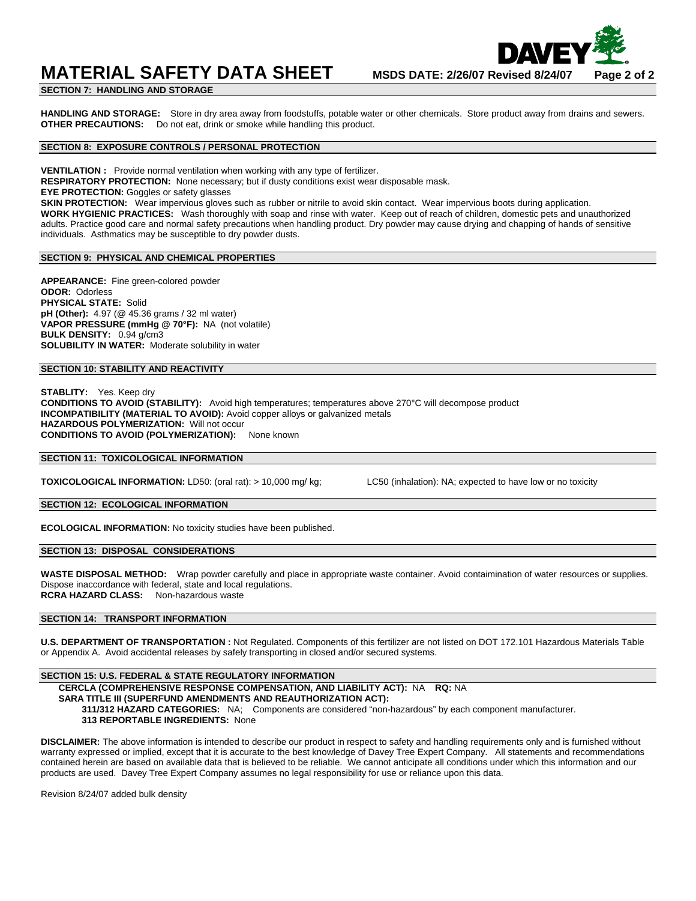## SECTION 7: HANDLING AND STORAGE

**HANDLING AND STORAGE:** Store in dry area away from foodstuffs, potable water or other chemicals. Store product away from drains and sewers.
**OTHER PRECAUTIONS:** Do not eat, drink or smoke while handling this product.

## SECTION 8: EXPOSURE CONTROLS / PERSONAL PROTECTION

**VENTILATION :** Provide normal ventilation when working with any type of fertilizer.
**RESPIRATORY PROTECTION:** None necessary; but if dusty conditions exist wear disposable mask.
**EYE PROTECTION:** Goggles or safety glasses
**SKIN PROTECTION:** Wear impervious gloves such as rubber or nitrile to avoid skin contact. Wear impervious boots during application.
**WORK HYGIENIC PRACTICES:** Wash thoroughly with soap and rinse with water. Keep out of reach of children, domestic pets and unauthorized adults. Practice good care and normal safety precautions when handling product. Dry powder may cause drying and chapping of hands of sensitive individuals. Asthmatics may be susceptible to dry powder dusts.

## SECTION 9: PHYSICAL AND CHEMICAL PROPERTIES

**APPEARANCE:** Fine green-colored powder
**ODOR:** Odorless
**PHYSICAL STATE:** Solid
**pH (Other):** 4.97 (@ 45.36 grams / 32 ml water)
**VAPOR PRESSURE (mmHg @ 70°F):** NA (not volatile)
**BULK DENSITY:** 0.94 g/cm3
**SOLUBILITY IN WATER:** Moderate solubility in water

## SECTION 10: STABILITY AND REACTIVITY

**STABLITY:** Yes. Keep dry
**CONDITIONS TO AVOID (STABILITY):** Avoid high temperatures; temperatures above 270°C will decompose product
**INCOMPATIBILITY (MATERIAL TO AVOID):** Avoid copper alloys or galvanized metals
**HAZARDOUS POLYMERIZATION:** Will not occur
**CONDITIONS TO AVOID (POLYMERIZATION):** None known

## SECTION 11: TOXICOLOGICAL INFORMATION

**TOXICOLOGICAL INFORMATION:** LD50: (oral rat): > 10,000 mg/ kg; LC50 (inhalation): NA; expected to have low or no toxicity

## SECTION 12: ECOLOGICAL INFORMATION

**ECOLOGICAL INFORMATION:** No toxicity studies have been published.

## SECTION 13: DISPOSAL CONSIDERATIONS

**WASTE DISPOSAL METHOD:** Wrap powder carefully and place in appropriate waste container. Avoid contaimination of water resources or supplies. Dispose inaccordance with federal, state and local regulations.
**RCRA HAZARD CLASS:** Non-hazardous waste

## SECTION 14: TRANSPORT INFORMATION

**U.S. DEPARTMENT OF TRANSPORTATION :** Not Regulated. Components of this fertilizer are not listed on DOT 172.101 Hazardous Materials Table or Appendix A. Avoid accidental releases by safely transporting in closed and/or secured systems.

## SECTION 15: U.S. FEDERAL & STATE REGULATORY INFORMATION

**CERCLA (COMPREHENSIVE RESPONSE COMPENSATION, AND LIABILITY ACT):** NA **RQ:** NA
**SARA TITLE III (SUPERFUND AMENDMENTS AND REAUTHORIZATION ACT):**
**311/312 HAZARD CATEGORIES:** NA; Components are considered "non-hazardous" by each component manufacturer.
**313 REPORTABLE INGREDIENTS:** None

**DISCLAIMER:** The above information is intended to describe our product in respect to safety and handling requirements only and is furnished without warranty expressed or implied, except that it is accurate to the best knowledge of Davey Tree Expert Company. All statements and recommendations contained herein are based on available data that is believed to be reliable. We cannot anticipate all conditions under which this information and our products are used. Davey Tree Expert Company assumes no legal responsibility for use or reliance upon this data.

Revision 8/24/07 added bulk density